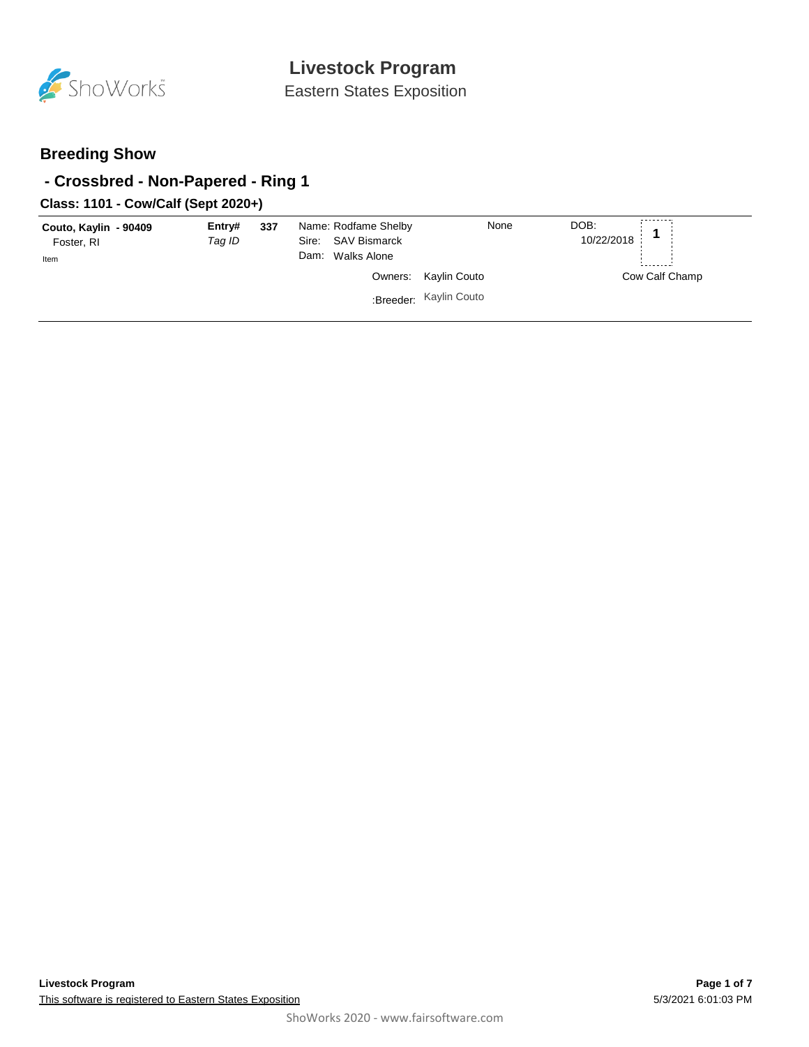# Livestock Program

Eastern States Exposition

## Breeding Show

## - Crossbred - Non-Papered - Ring 1

### Class: 1101 - Cow/Calf (Sept 2020+)

**Couto, Kaylin - 90409**
Foster, RI
Item

**Entry#** **337**
*Tag ID*

Name: Rodfame Shelby
Sire: SAV Bismarck
Dam: Walks Alone

None

DOB: 10/22/2018

**1**

Owners: Kaylin Couto

:Breeder: Kaylin Couto

Cow Calf Champ

**Livestock Program**
This software is registered to Eastern States Exposition

5/3/2021 6:01:03 PM

ShoWorks 2020 - www.fairsoftware.com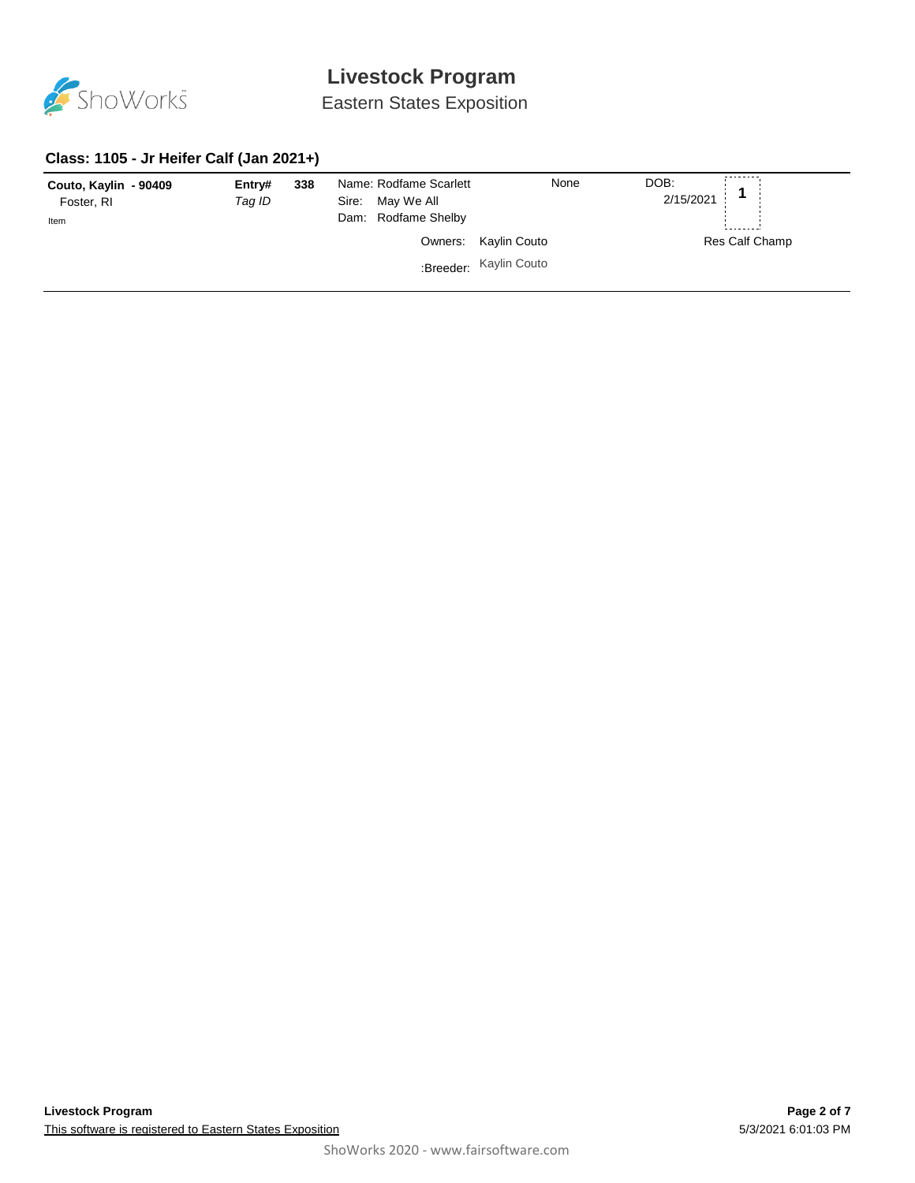# Livestock Program

## Eastern States Exposition

### Class: 1105 - Jr Heifer Calf (Jan 2021+)

| **Couto, Kaylin - 90409** | **Entry#** | **338** | Name: Rodfame Scarlett | None | DOB: | **1** |
|---|---|---|---|---|---|---|
| Foster, RI | *Tag ID* | | Sire: May We All | | 2/15/2021 | |
| Item | | | Dam: Rodfame Shelby | | | |
| | | | Owners: Kaylin Couto | | | Res Calf Champ |
| | | | :Breeder: Kaylin Couto | | | |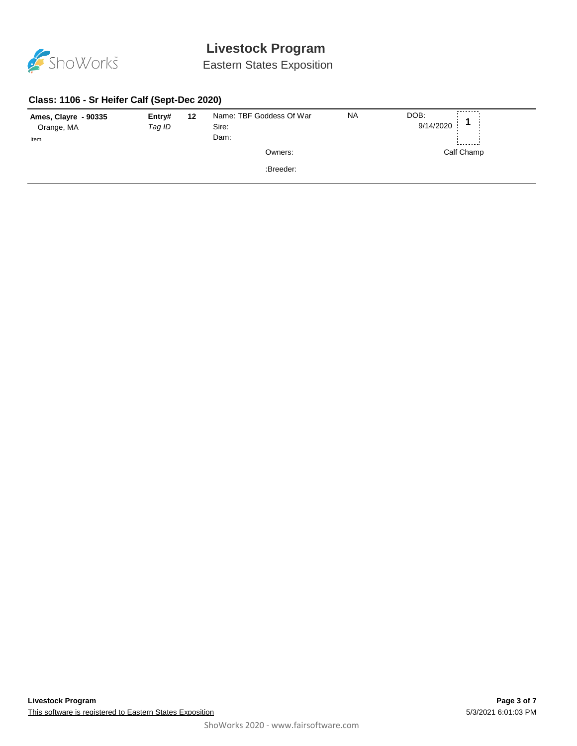# Livestock Program

Eastern States Exposition

### Class: 1106 - Sr Heifer Calf (Sept-Dec 2020)

**Ames, Clayre - 90335**
Orange, MA
Item

**Entry#** **12**
*Tag ID*

Name: TBF Goddess Of War
Sire:
Dam:

NA

DOB:
9/14/2020

**1**

Owners:

Calf Champ

:Breeder: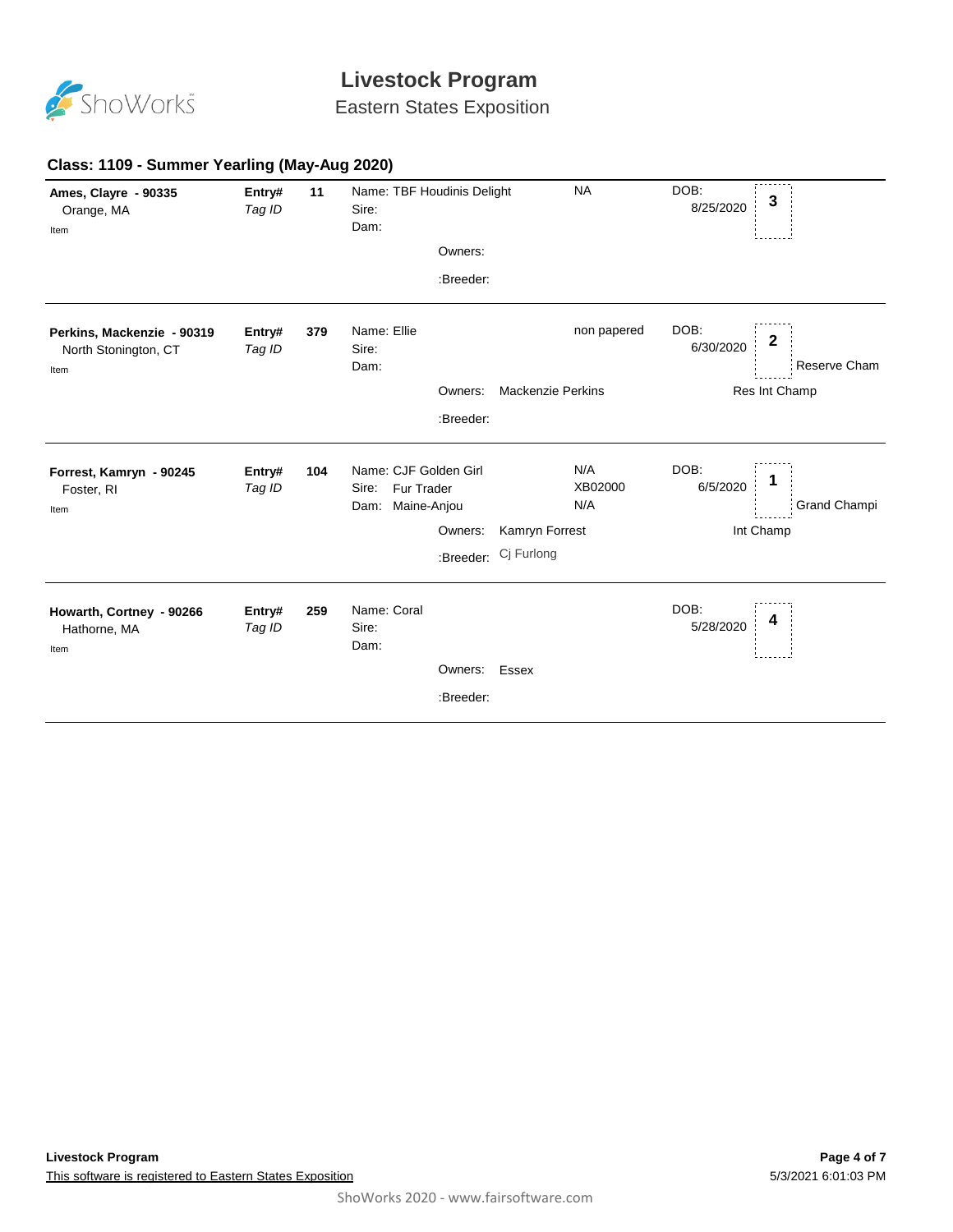# Livestock Program

## Eastern States Exposition

### Class: 1109 - Summer Yearling (May-Aug 2020)

**Ames, Clayre - 90335**
Orange, MA
Item

**Entry#** 11
*Tag ID*

Name: TBF Houdinis Delight — NA
Sire:
Dam:

Owners:
:Breeder:

DOB: 8/25/2020
Placing: **3**

---

**Perkins, Mackenzie - 90319**
North Stonington, CT
Item

**Entry#** 379
*Tag ID*

Name: Ellie — non papered
Sire:
Dam:

Owners: Mackenzie Perkins
:Breeder:

DOB: 6/30/2020
Placing: **2** — Reserve Cham
Res Int Champ

---

**Forrest, Kamryn - 90245**
Foster, RI
Item

**Entry#** 104
*Tag ID*

Name: CJF Golden Girl — N/A
Sire: Fur Trader — XB02000
Dam: Maine-Anjou — N/A

Owners: Kamryn Forrest
:Breeder: Cj Furlong

DOB: 6/5/2020
Placing: **1** — Grand Champi
Int Champ

---

**Howarth, Cortney - 90266**
Hathorne, MA
Item

**Entry#** 259
*Tag ID*

Name: Coral
Sire:
Dam:

Owners: Essex
:Breeder:

DOB: 5/28/2020
Placing: **4**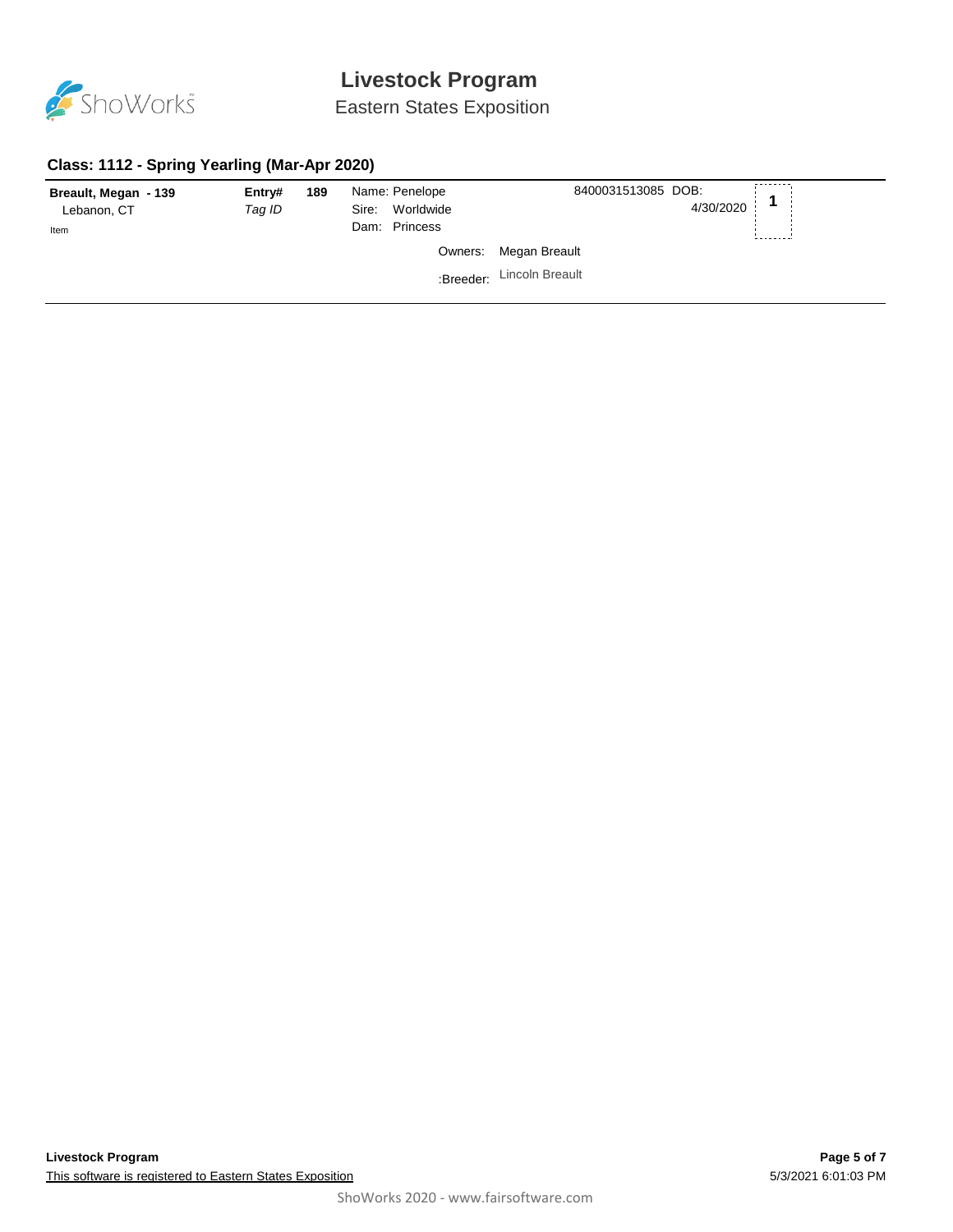# Livestock Program

Eastern States Exposition

## Class: 1112 - Spring Yearling (Mar-Apr 2020)

**Breault, Megan - 139**
Lebanon, CT
Item

**Entry#** **189**
*Tag ID*

Name: Penelope
Sire: Worldwide
Dam: Princess

8400031513085 DOB: 4/30/2020

**1**

Owners: Megan Breault

:Breeder: Lincoln Breault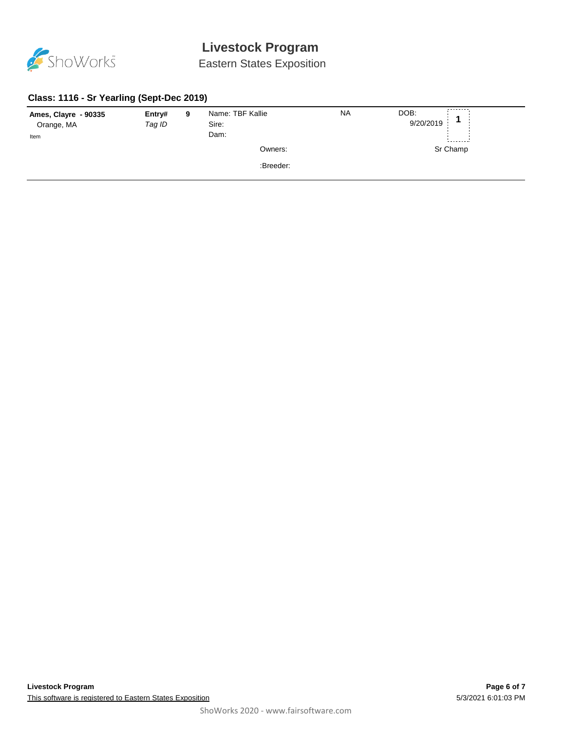# Livestock Program

Eastern States Exposition

### Class: 1116 - Sr Yearling (Sept-Dec 2019)

**Ames, Clayre - 90335**
Orange, MA
Item

**Entry#** 9
*Tag ID*

Name: TBF Kallie
Sire:
Dam:

NA

DOB:
9/20/2019

**1**

Owners:

Sr Champ

:Breeder:

**Livestock Program**

This software is registered to Eastern States Exposition

5/3/2021 6:01:03 PM

ShoWorks 2020 - www.fairsoftware.com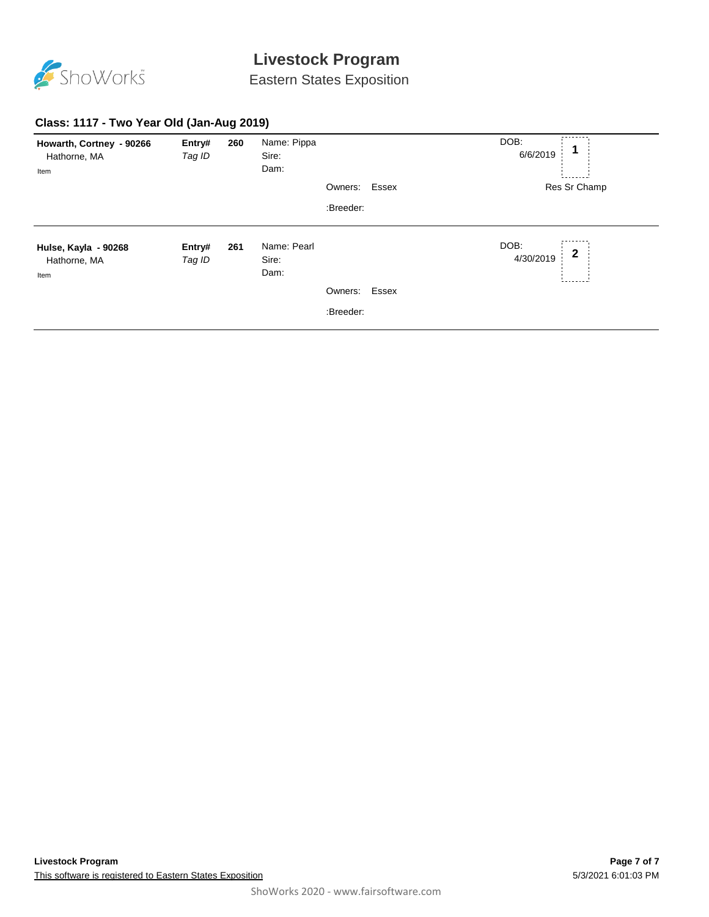# Livestock Program

Eastern States Exposition

### Class: 1117 - Two Year Old (Jan-Aug 2019)

**Howarth, Cortney - 90266**
Hathorne, MA
Item

**Entry#** **260**
*Tag ID*

Name: Pippa
Sire:
Dam:

Owners: Essex

:Breeder:

DOB:
6/6/2019

**1**

Res Sr Champ

---

**Hulse, Kayla - 90268**
Hathorne, MA
Item

**Entry#** **261**
*Tag ID*

Name: Pearl
Sire:
Dam:

Owners: Essex

:Breeder:

DOB:
4/30/2019

**2**

---

**Livestock Program**

This software is registered to Eastern States Exposition

5/3/2021 6:01:03 PM

ShoWorks 2020 - www.fairsoftware.com